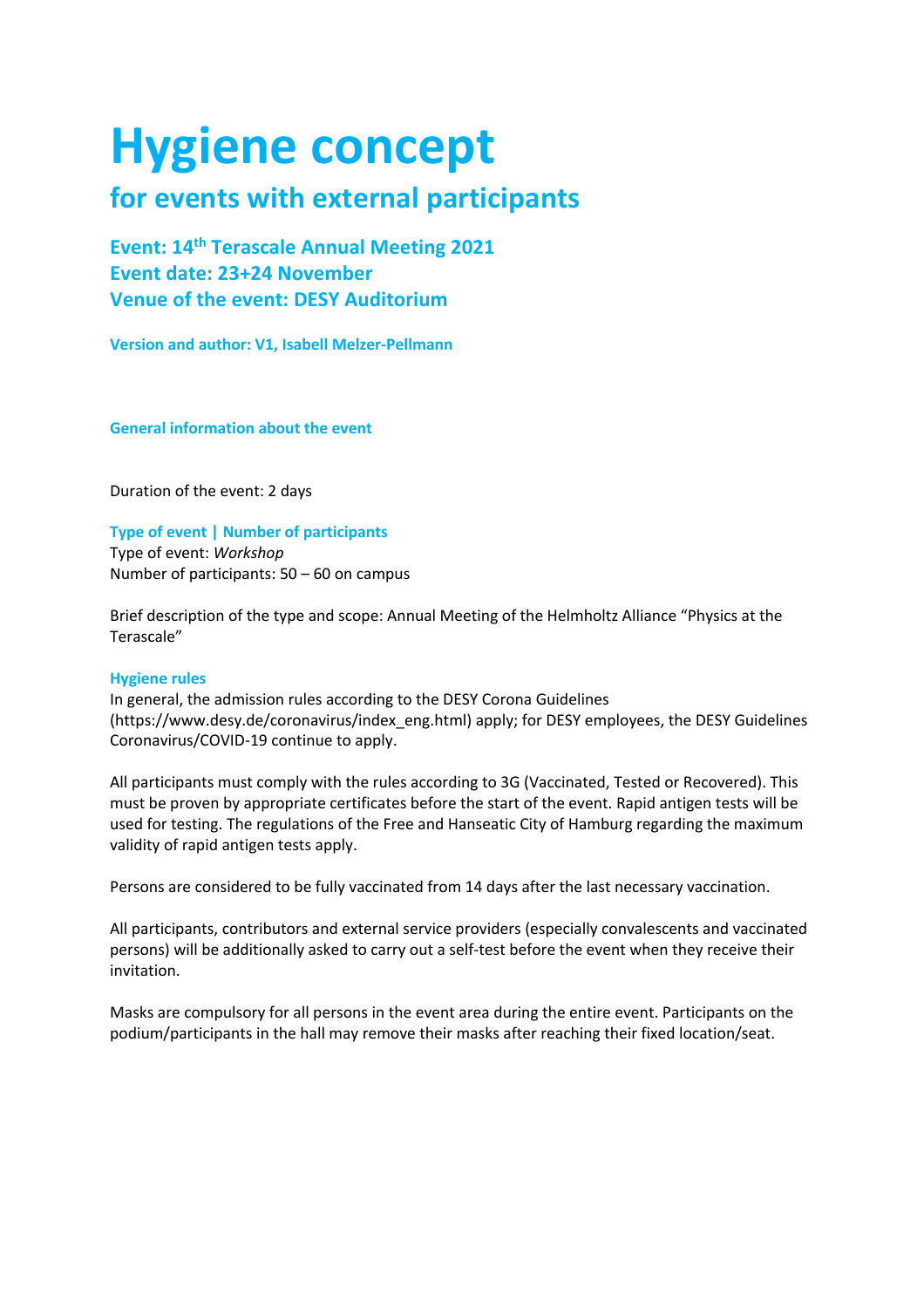# Hygiene concept

## for events with external participants

### Event: 14th Terascale Annual Meeting 2021
### Event date: 23+24 November
### Venue of the event: DESY Auditorium

**Version and author: V1, Isabell Melzer-Pellmann**

#### General information about the event

Duration of the event: 2 days

**Type of event | Number of participants**

Type of event: *Workshop*
Number of participants: 50 – 60 on campus

Brief description of the type and scope: Annual Meeting of the Helmholtz Alliance "Physics at the Terascale"

**Hygiene rules**

In general, the admission rules according to the DESY Corona Guidelines (https://www.desy.de/coronavirus/index_eng.html) apply; for DESY employees, the DESY Guidelines Coronavirus/COVID-19 continue to apply.

All participants must comply with the rules according to 3G (Vaccinated, Tested or Recovered). This must be proven by appropriate certificates before the start of the event. Rapid antigen tests will be used for testing. The regulations of the Free and Hanseatic City of Hamburg regarding the maximum validity of rapid antigen tests apply.

Persons are considered to be fully vaccinated from 14 days after the last necessary vaccination.

All participants, contributors and external service providers (especially convalescents and vaccinated persons) will be additionally asked to carry out a self-test before the event when they receive their invitation.

Masks are compulsory for all persons in the event area during the entire event. Participants on the podium/participants in the hall may remove their masks after reaching their fixed location/seat.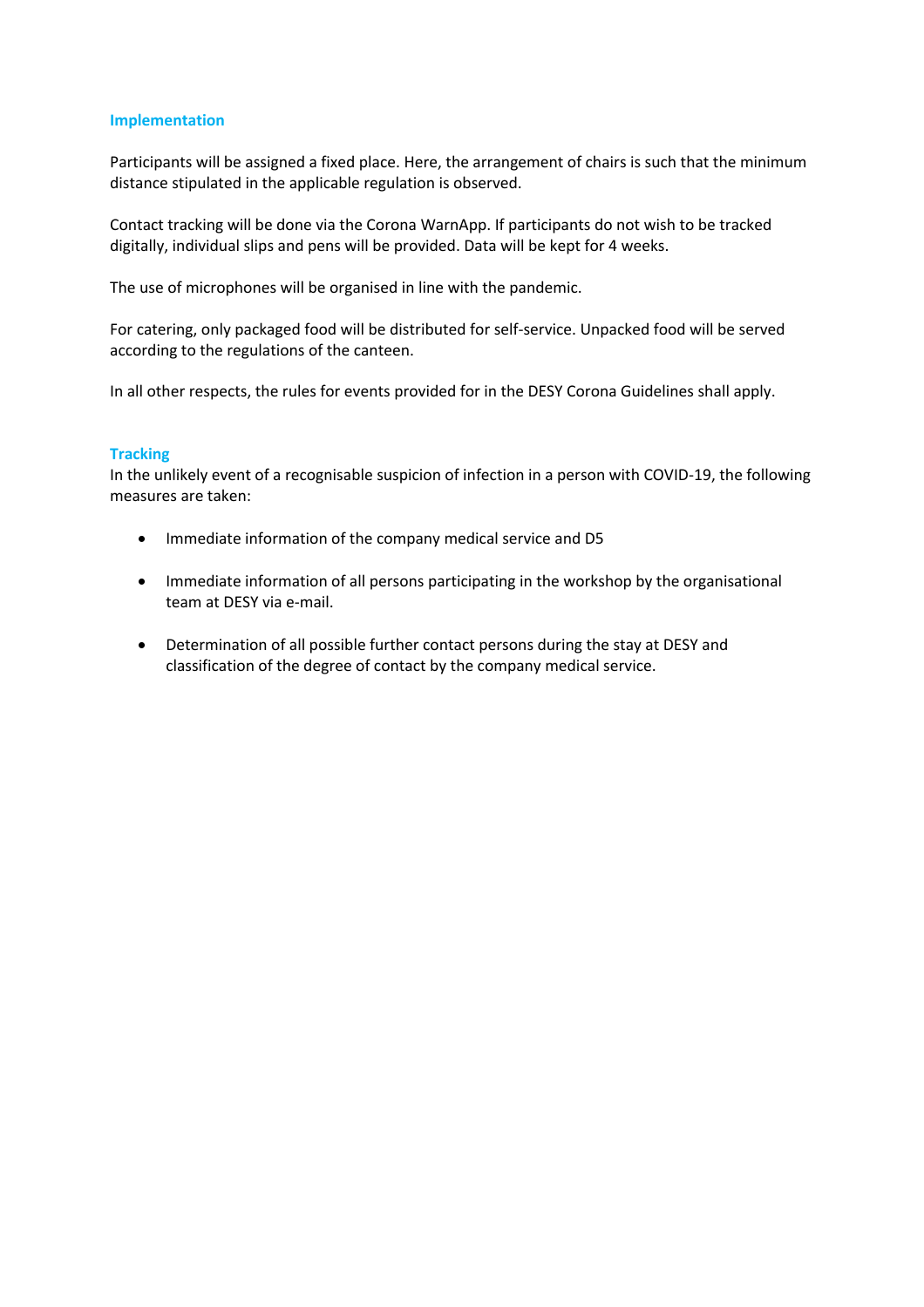## Implementation

Participants will be assigned a fixed place. Here, the arrangement of chairs is such that the minimum distance stipulated in the applicable regulation is observed.

Contact tracking will be done via the Corona WarnApp. If participants do not wish to be tracked digitally, individual slips and pens will be provided. Data will be kept for 4 weeks.

The use of microphones will be organised in line with the pandemic.

For catering, only packaged food will be distributed for self-service. Unpacked food will be served according to the regulations of the canteen.

In all other respects, the rules for events provided for in the DESY Corona Guidelines shall apply.

## Tracking

In the unlikely event of a recognisable suspicion of infection in a person with COVID-19, the following measures are taken:

- Immediate information of the company medical service and D5
- Immediate information of all persons participating in the workshop by the organisational team at DESY via e-mail.
- Determination of all possible further contact persons during the stay at DESY and classification of the degree of contact by the company medical service.